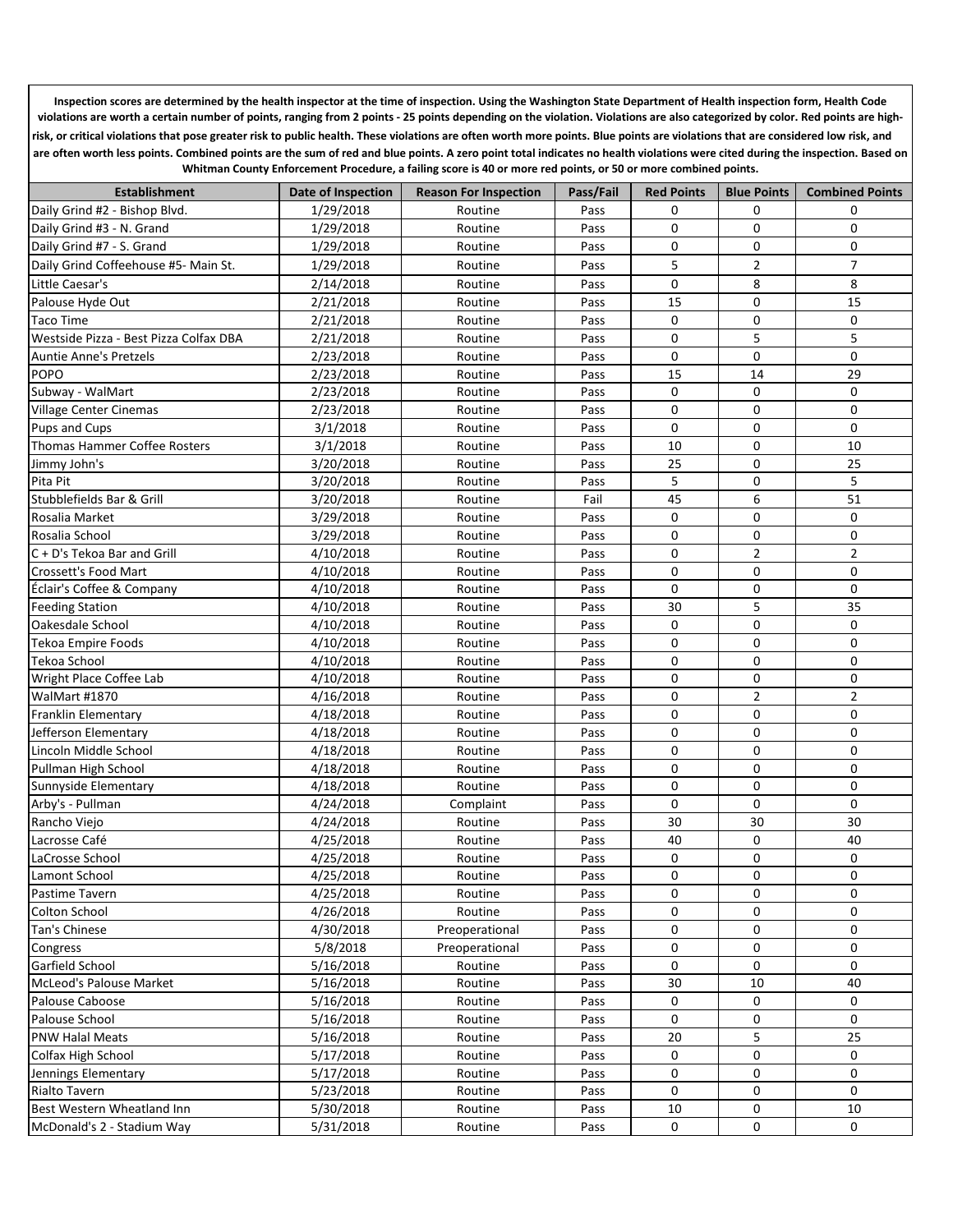**Inspection scores are determined by the health inspector at the time of inspection. Using the Washington State Department of Health inspection form, Health Code violations are worth a certain number of points, ranging from 2 points - 25 points depending on the violation. Violations are also categorized by color. Red points are high-risk, or critical violations that pose greater risk to public health. These violations are often worth more points. Blue points are violations that are considered low risk, and are often worth less points. Combined points are the sum of red and blue points. A zero point total indicates no health violations were cited during the inspection. Based on Whitman County Enforcement Procedure, a failing score is 40 or more red points, or 50 or more combined points.**

| Establishment | Date of Inspection | Reason For Inspection | Pass/Fail | Red Points | Blue Points | Combined Points |
|---|---|---|---|---|---|---|
| Daily Grind #2 - Bishop Blvd. | 1/29/2018 | Routine | Pass | 0 | 0 | 0 |
| Daily Grind #3 - N. Grand | 1/29/2018 | Routine | Pass | 0 | 0 | 0 |
| Daily Grind #7 - S. Grand | 1/29/2018 | Routine | Pass | 0 | 0 | 0 |
| Daily Grind Coffeehouse #5- Main St. | 1/29/2018 | Routine | Pass | 5 | 2 | 7 |
| Little Caesar's | 2/14/2018 | Routine | Pass | 0 | 8 | 8 |
| Palouse Hyde Out | 2/21/2018 | Routine | Pass | 15 | 0 | 15 |
| Taco Time | 2/21/2018 | Routine | Pass | 0 | 0 | 0 |
| Westside Pizza - Best Pizza Colfax DBA | 2/21/2018 | Routine | Pass | 0 | 5 | 5 |
| Auntie Anne's Pretzels | 2/23/2018 | Routine | Pass | 0 | 0 | 0 |
| POPO | 2/23/2018 | Routine | Pass | 15 | 14 | 29 |
| Subway - WalMart | 2/23/2018 | Routine | Pass | 0 | 0 | 0 |
| Village Center Cinemas | 2/23/2018 | Routine | Pass | 0 | 0 | 0 |
| Pups and Cups | 3/1/2018 | Routine | Pass | 0 | 0 | 0 |
| Thomas Hammer Coffee Rosters | 3/1/2018 | Routine | Pass | 10 | 0 | 10 |
| Jimmy John's | 3/20/2018 | Routine | Pass | 25 | 0 | 25 |
| Pita Pit | 3/20/2018 | Routine | Pass | 5 | 0 | 5 |
| Stubblefields Bar & Grill | 3/20/2018 | Routine | Fail | 45 | 6 | 51 |
| Rosalia Market | 3/29/2018 | Routine | Pass | 0 | 0 | 0 |
| Rosalia School | 3/29/2018 | Routine | Pass | 0 | 0 | 0 |
| C + D's Tekoa Bar and Grill | 4/10/2018 | Routine | Pass | 0 | 2 | 2 |
| Crossett's Food Mart | 4/10/2018 | Routine | Pass | 0 | 0 | 0 |
| Éclair's Coffee & Company | 4/10/2018 | Routine | Pass | 0 | 0 | 0 |
| Feeding Station | 4/10/2018 | Routine | Pass | 30 | 5 | 35 |
| Oakesdale School | 4/10/2018 | Routine | Pass | 0 | 0 | 0 |
| Tekoa Empire Foods | 4/10/2018 | Routine | Pass | 0 | 0 | 0 |
| Tekoa School | 4/10/2018 | Routine | Pass | 0 | 0 | 0 |
| Wright Place Coffee Lab | 4/10/2018 | Routine | Pass | 0 | 0 | 0 |
| WalMart #1870 | 4/16/2018 | Routine | Pass | 0 | 2 | 2 |
| Franklin Elementary | 4/18/2018 | Routine | Pass | 0 | 0 | 0 |
| Jefferson Elementary | 4/18/2018 | Routine | Pass | 0 | 0 | 0 |
| Lincoln Middle School | 4/18/2018 | Routine | Pass | 0 | 0 | 0 |
| Pullman High School | 4/18/2018 | Routine | Pass | 0 | 0 | 0 |
| Sunnyside Elementary | 4/18/2018 | Routine | Pass | 0 | 0 | 0 |
| Arby's - Pullman | 4/24/2018 | Complaint | Pass | 0 | 0 | 0 |
| Rancho Viejo | 4/24/2018 | Routine | Pass | 30 | 30 | 30 |
| Lacrosse Café | 4/25/2018 | Routine | Pass | 40 | 0 | 40 |
| LaCrosse School | 4/25/2018 | Routine | Pass | 0 | 0 | 0 |
| Lamont School | 4/25/2018 | Routine | Pass | 0 | 0 | 0 |
| Pastime Tavern | 4/25/2018 | Routine | Pass | 0 | 0 | 0 |
| Colton School | 4/26/2018 | Routine | Pass | 0 | 0 | 0 |
| Tan's Chinese | 4/30/2018 | Preoperational | Pass | 0 | 0 | 0 |
| Congress | 5/8/2018 | Preoperational | Pass | 0 | 0 | 0 |
| Garfield School | 5/16/2018 | Routine | Pass | 0 | 0 | 0 |
| McLeod's Palouse Market | 5/16/2018 | Routine | Pass | 30 | 10 | 40 |
| Palouse Caboose | 5/16/2018 | Routine | Pass | 0 | 0 | 0 |
| Palouse School | 5/16/2018 | Routine | Pass | 0 | 0 | 0 |
| PNW Halal Meats | 5/16/2018 | Routine | Pass | 20 | 5 | 25 |
| Colfax High School | 5/17/2018 | Routine | Pass | 0 | 0 | 0 |
| Jennings Elementary | 5/17/2018 | Routine | Pass | 0 | 0 | 0 |
| Rialto Tavern | 5/23/2018 | Routine | Pass | 0 | 0 | 0 |
| Best Western Wheatland Inn | 5/30/2018 | Routine | Pass | 10 | 0 | 10 |
| McDonald's 2 - Stadium Way | 5/31/2018 | Routine | Pass | 0 | 0 | 0 |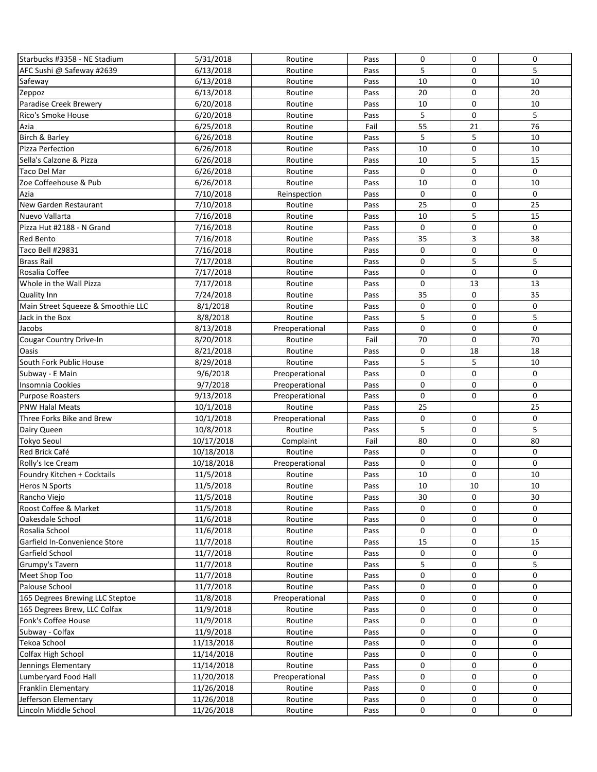| | | | | | | |
|---|---|---|---|---|---|---|
| Starbucks #3358 - NE Stadium | 5/31/2018 | Routine | Pass | 0 | 0 | 0 |
| AFC Sushi @ Safeway #2639 | 6/13/2018 | Routine | Pass | 5 | 0 | 5 |
| Safeway | 6/13/2018 | Routine | Pass | 10 | 0 | 10 |
| Zeppoz | 6/13/2018 | Routine | Pass | 20 | 0 | 20 |
| Paradise Creek Brewery | 6/20/2018 | Routine | Pass | 10 | 0 | 10 |
| Rico's Smoke House | 6/20/2018 | Routine | Pass | 5 | 0 | 5 |
| Azia | 6/25/2018 | Routine | Fail | 55 | 21 | 76 |
| Birch & Barley | 6/26/2018 | Routine | Pass | 5 | 5 | 10 |
| Pizza Perfection | 6/26/2018 | Routine | Pass | 10 | 0 | 10 |
| Sella's Calzone & Pizza | 6/26/2018 | Routine | Pass | 10 | 5 | 15 |
| Taco Del Mar | 6/26/2018 | Routine | Pass | 0 | 0 | 0 |
| Zoe Coffeehouse & Pub | 6/26/2018 | Routine | Pass | 10 | 0 | 10 |
| Azia | 7/10/2018 | Reinspection | Pass | 0 | 0 | 0 |
| New Garden Restaurant | 7/10/2018 | Routine | Pass | 25 | 0 | 25 |
| Nuevo Vallarta | 7/16/2018 | Routine | Pass | 10 | 5 | 15 |
| Pizza Hut #2188 - N Grand | 7/16/2018 | Routine | Pass | 0 | 0 | 0 |
| Red Bento | 7/16/2018 | Routine | Pass | 35 | 3 | 38 |
| Taco Bell #29831 | 7/16/2018 | Routine | Pass | 0 | 0 | 0 |
| Brass Rail | 7/17/2018 | Routine | Pass | 0 | 5 | 5 |
| Rosalia Coffee | 7/17/2018 | Routine | Pass | 0 | 0 | 0 |
| Whole in the Wall Pizza | 7/17/2018 | Routine | Pass | 0 | 13 | 13 |
| Quality Inn | 7/24/2018 | Routine | Pass | 35 | 0 | 35 |
| Main Street Squeeze & Smoothie LLC | 8/1/2018 | Routine | Pass | 0 | 0 | 0 |
| Jack in the Box | 8/8/2018 | Routine | Pass | 5 | 0 | 5 |
| Jacobs | 8/13/2018 | Preoperational | Pass | 0 | 0 | 0 |
| Cougar Country Drive-In | 8/20/2018 | Routine | Fail | 70 | 0 | 70 |
| Oasis | 8/21/2018 | Routine | Pass | 0 | 18 | 18 |
| South Fork Public House | 8/29/2018 | Routine | Pass | 5 | 5 | 10 |
| Subway - E Main | 9/6/2018 | Preoperational | Pass | 0 | 0 | 0 |
| Insomnia Cookies | 9/7/2018 | Preoperational | Pass | 0 | 0 | 0 |
| Purpose Roasters | 9/13/2018 | Preoperational | Pass | 0 | 0 | 0 |
| PNW Halal Meats | 10/1/2018 | Routine | Pass | 25 | | 25 |
| Three Forks Bike and Brew | 10/1/2018 | Preoperational | Pass | 0 | 0 | 0 |
| Dairy Queen | 10/8/2018 | Routine | Pass | 5 | 0 | 5 |
| Tokyo Seoul | 10/17/2018 | Complaint | Fail | 80 | 0 | 80 |
| Red Brick Café | 10/18/2018 | Routine | Pass | 0 | 0 | 0 |
| Rolly's Ice Cream | 10/18/2018 | Preoperational | Pass | 0 | 0 | 0 |
| Foundry Kitchen + Cocktails | 11/5/2018 | Routine | Pass | 10 | 0 | 10 |
| Heros N Sports | 11/5/2018 | Routine | Pass | 10 | 10 | 10 |
| Rancho Viejo | 11/5/2018 | Routine | Pass | 30 | 0 | 30 |
| Roost Coffee & Market | 11/5/2018 | Routine | Pass | 0 | 0 | 0 |
| Oakesdale School | 11/6/2018 | Routine | Pass | 0 | 0 | 0 |
| Rosalia School | 11/6/2018 | Routine | Pass | 0 | 0 | 0 |
| Garfield In-Convenience Store | 11/7/2018 | Routine | Pass | 15 | 0 | 15 |
| Garfield School | 11/7/2018 | Routine | Pass | 0 | 0 | 0 |
| Grumpy's Tavern | 11/7/2018 | Routine | Pass | 5 | 0 | 5 |
| Meet Shop Too | 11/7/2018 | Routine | Pass | 0 | 0 | 0 |
| Palouse School | 11/7/2018 | Routine | Pass | 0 | 0 | 0 |
| 165 Degrees Brewing LLC Steptoe | 11/8/2018 | Preoperational | Pass | 0 | 0 | 0 |
| 165 Degrees Brew, LLC Colfax | 11/9/2018 | Routine | Pass | 0 | 0 | 0 |
| Fonk's Coffee House | 11/9/2018 | Routine | Pass | 0 | 0 | 0 |
| Subway - Colfax | 11/9/2018 | Routine | Pass | 0 | 0 | 0 |
| Tekoa School | 11/13/2018 | Routine | Pass | 0 | 0 | 0 |
| Colfax High School | 11/14/2018 | Routine | Pass | 0 | 0 | 0 |
| Jennings Elementary | 11/14/2018 | Routine | Pass | 0 | 0 | 0 |
| Lumberyard Food Hall | 11/20/2018 | Preoperational | Pass | 0 | 0 | 0 |
| Franklin Elementary | 11/26/2018 | Routine | Pass | 0 | 0 | 0 |
| Jefferson Elementary | 11/26/2018 | Routine | Pass | 0 | 0 | 0 |
| Lincoln Middle School | 11/26/2018 | Routine | Pass | 0 | 0 | 0 |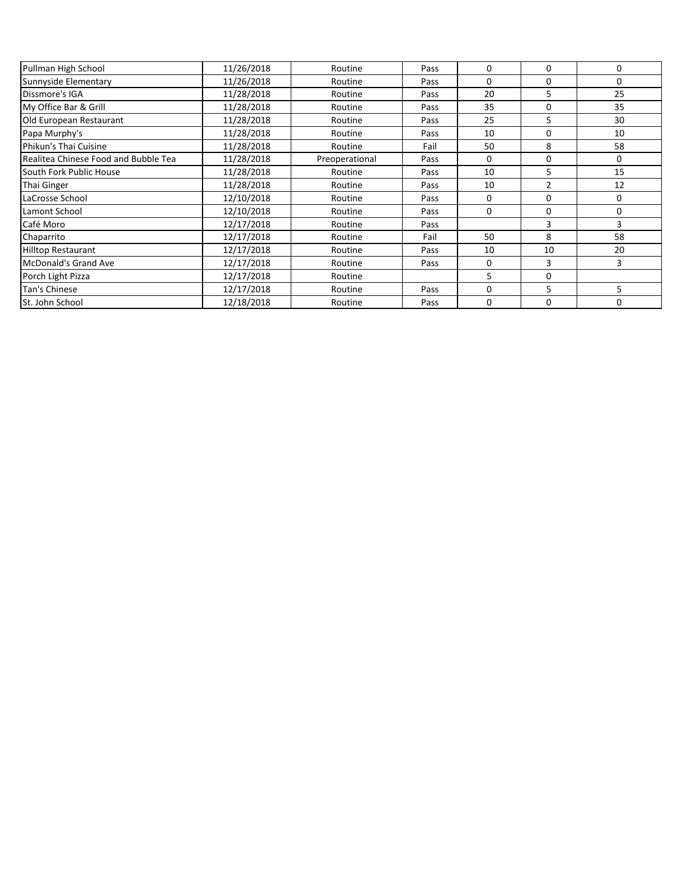| | | | | | | |
|---|---|---|---|---|---|---|
| Pullman High School | 11/26/2018 | Routine | Pass | 0 | 0 | 0 |
| Sunnyside Elementary | 11/26/2018 | Routine | Pass | 0 | 0 | 0 |
| Dissmore's IGA | 11/28/2018 | Routine | Pass | 20 | 5 | 25 |
| My Office Bar & Grill | 11/28/2018 | Routine | Pass | 35 | 0 | 35 |
| Old European Restaurant | 11/28/2018 | Routine | Pass | 25 | 5 | 30 |
| Papa Murphy's | 11/28/2018 | Routine | Pass | 10 | 0 | 10 |
| Phikun's Thai Cuisine | 11/28/2018 | Routine | Fail | 50 | 8 | 58 |
| Realitea Chinese Food and Bubble Tea | 11/28/2018 | Preoperational | Pass | 0 | 0 | 0 |
| South Fork Public House | 11/28/2018 | Routine | Pass | 10 | 5 | 15 |
| Thai Ginger | 11/28/2018 | Routine | Pass | 10 | 2 | 12 |
| LaCrosse School | 12/10/2018 | Routine | Pass | 0 | 0 | 0 |
| Lamont School | 12/10/2018 | Routine | Pass | 0 | 0 | 0 |
| Café Moro | 12/17/2018 | Routine | Pass | | 3 | 3 |
| Chaparrito | 12/17/2018 | Routine | Fail | 50 | 8 | 58 |
| Hilltop Restaurant | 12/17/2018 | Routine | Pass | 10 | 10 | 20 |
| McDonald's Grand Ave | 12/17/2018 | Routine | Pass | 0 | 3 | 3 |
| Porch Light Pizza | 12/17/2018 | Routine | | 5 | 0 | |
| Tan's Chinese | 12/17/2018 | Routine | Pass | 0 | 5 | 5 |
| St. John School | 12/18/2018 | Routine | Pass | 0 | 0 | 0 |